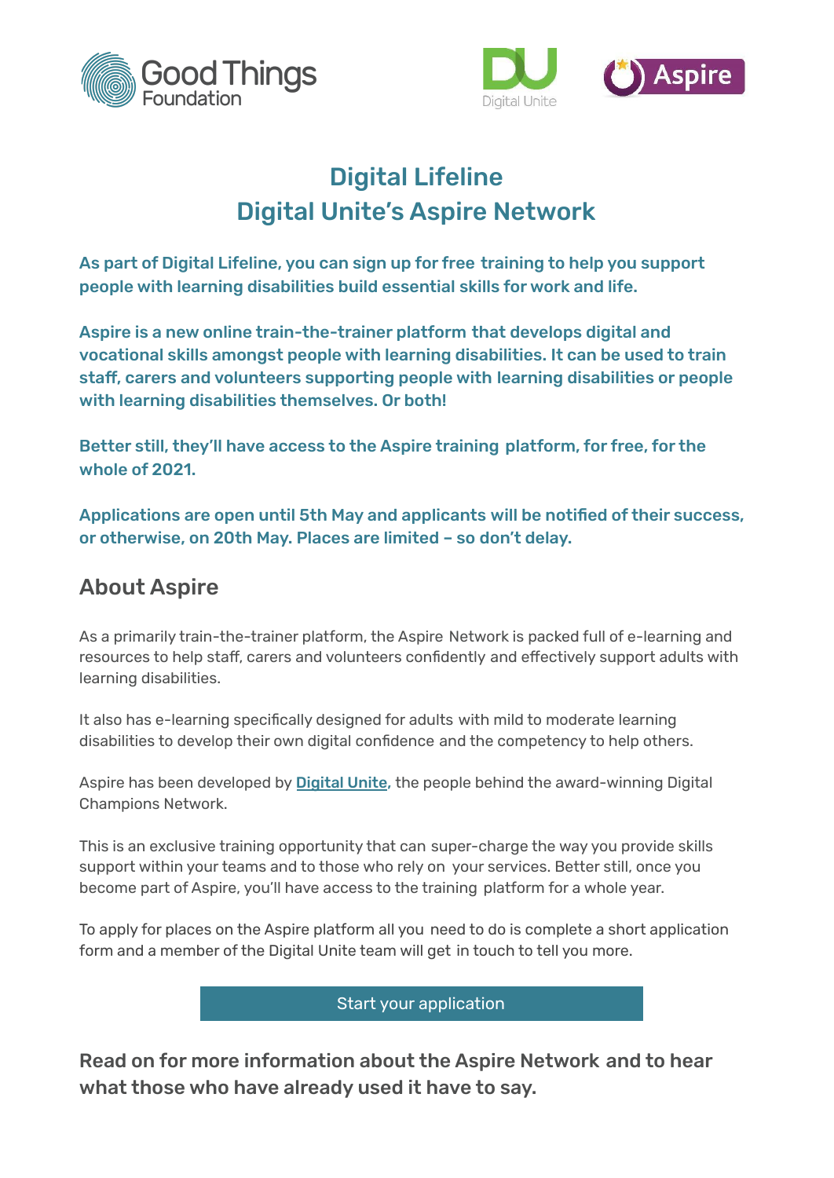# Digital Lifeline
# Digital Unite's Aspire Network

**As part of Digital Lifeline, you can sign up for free training to help you support people with learning disabilities build essential skills for work and life.**

**Aspire is a new online train-the-trainer platform that develops digital and vocational skills amongst people with learning disabilities. It can be used to train staff, carers and volunteers supporting people with learning disabilities or people with learning disabilities themselves. Or both!**

**Better still, they'll have access to the Aspire training platform, for free, for the whole of 2021.**

**Applications are open until 5th May and applicants will be notified of their success, or otherwise, on 20th May. Places are limited – so don't delay.**

## About Aspire

As a primarily train-the-trainer platform, the Aspire Network is packed full of e-learning and resources to help staff, carers and volunteers confidently and effectively support adults with learning disabilities.

It also has e-learning specifically designed for adults with mild to moderate learning disabilities to develop their own digital confidence and the competency to help others.

Aspire has been developed by [Digital Unite](), the people behind the award-winning Digital Champions Network.

This is an exclusive training opportunity that can super-charge the way you provide skills support within your teams and to those who rely on your services. Better still, once you become part of Aspire, you'll have access to the training platform for a whole year.

To apply for places on the Aspire platform all you need to do is complete a short application form and a member of the Digital Unite team will get in touch to tell you more.

Start your application

**Read on for more information about the Aspire Network and to hear what those who have already used it have to say.**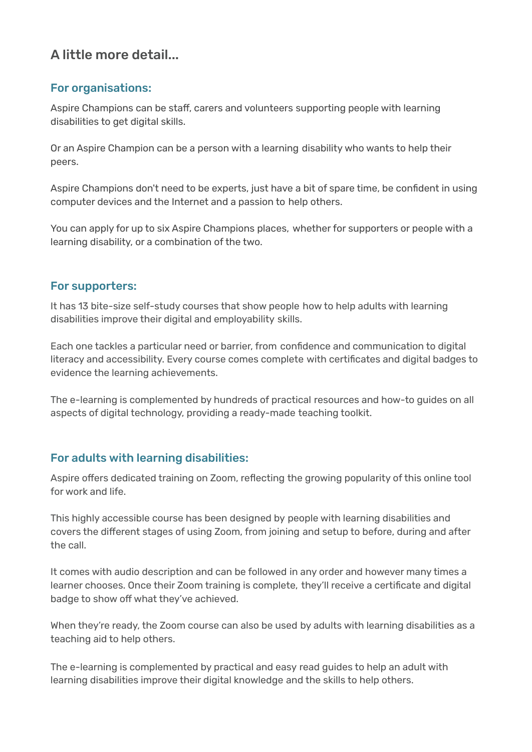## A little more detail...

### For organisations:

Aspire Champions can be staff, carers and volunteers supporting people with learning disabilities to get digital skills.

Or an Aspire Champion can be a person with a learning disability who wants to help their peers.

Aspire Champions don't need to be experts, just have a bit of spare time, be confident in using computer devices and the Internet and a passion to help others.

You can apply for up to six Aspire Champions places, whether for supporters or people with a learning disability, or a combination of the two.

### For supporters:

It has 13 bite-size self-study courses that show people how to help adults with learning disabilities improve their digital and employability skills.

Each one tackles a particular need or barrier, from confidence and communication to digital literacy and accessibility. Every course comes complete with certificates and digital badges to evidence the learning achievements.

The e-learning is complemented by hundreds of practical resources and how-to guides on all aspects of digital technology, providing a ready-made teaching toolkit.

### For adults with learning disabilities:

Aspire offers dedicated training on Zoom, reflecting the growing popularity of this online tool for work and life.

This highly accessible course has been designed by people with learning disabilities and covers the different stages of using Zoom, from joining and setup to before, during and after the call.

It comes with audio description and can be followed in any order and however many times a learner chooses. Once their Zoom training is complete, they'll receive a certificate and digital badge to show off what they've achieved.

When they're ready, the Zoom course can also be used by adults with learning disabilities as a teaching aid to help others.

The e-learning is complemented by practical and easy read guides to help an adult with learning disabilities improve their digital knowledge and the skills to help others.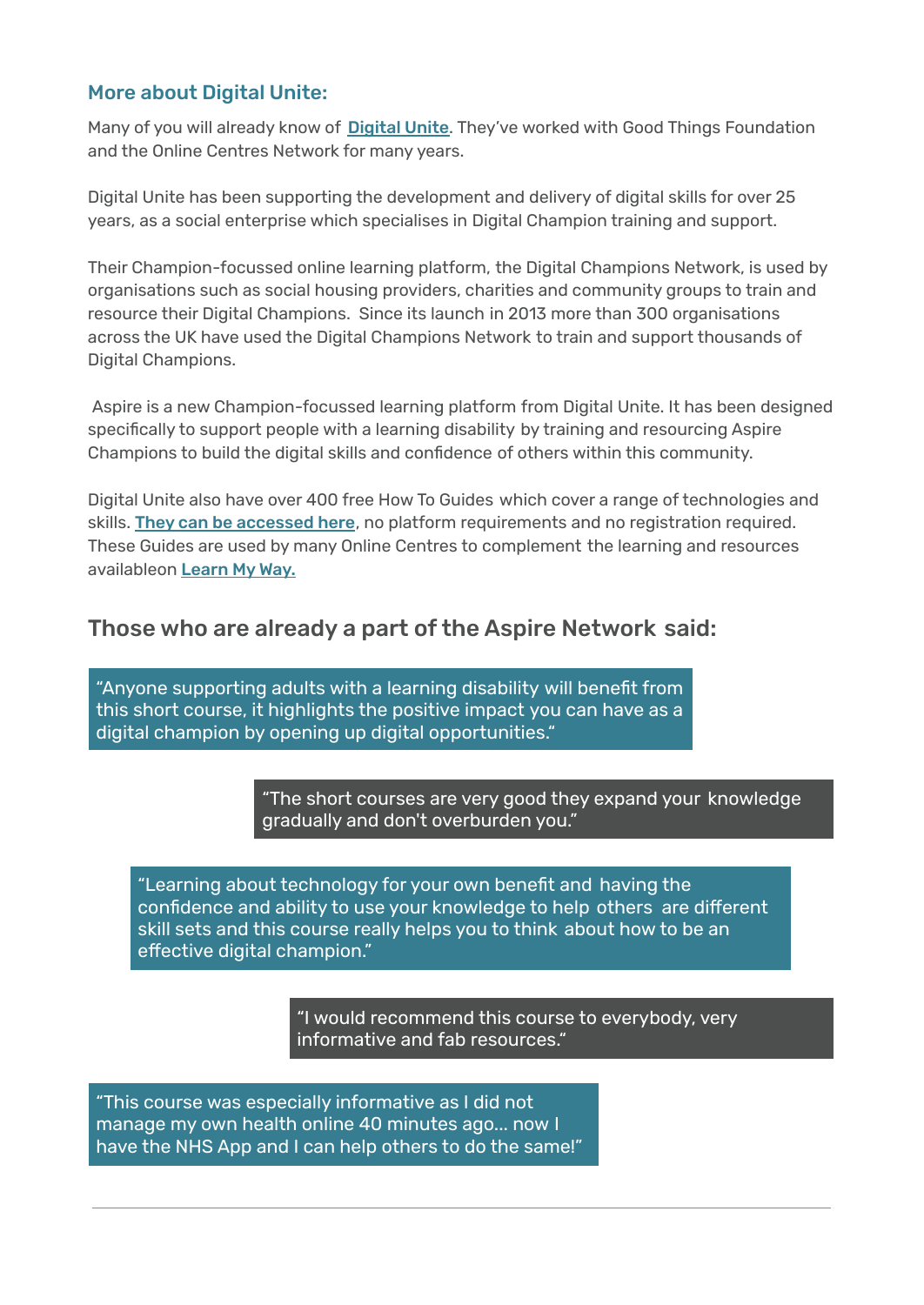## More about Digital Unite:

Many of you will already know of Digital Unite. They've worked with Good Things Foundation and the Online Centres Network for many years.

Digital Unite has been supporting the development and delivery of digital skills for over 25 years, as a social enterprise which specialises in Digital Champion training and support.

Their Champion-focussed online learning platform, the Digital Champions Network, is used by organisations such as social housing providers, charities and community groups to train and resource their Digital Champions. Since its launch in 2013 more than 300 organisations across the UK have used the Digital Champions Network to train and support thousands of Digital Champions.

Aspire is a new Champion-focussed learning platform from Digital Unite. It has been designed specifically to support people with a learning disability by training and resourcing Aspire Champions to build the digital skills and confidence of others within this community.

Digital Unite also have over 400 free How To Guides which cover a range of technologies and skills. They can be accessed here, no platform requirements and no registration required. These Guides are used by many Online Centres to complement the learning and resources availableon Learn My Way.

## Those who are already a part of the Aspire Network said:

> "Anyone supporting adults with a learning disability will benefit from this short course, it highlights the positive impact you can have as a digital champion by opening up digital opportunities."

> "The short courses are very good they expand your knowledge gradually and don't overburden you."

> "Learning about technology for your own benefit and having the confidence and ability to use your knowledge to help others are different skill sets and this course really helps you to think about how to be an effective digital champion."

> "I would recommend this course to everybody, very informative and fab resources."

> "This course was especially informative as I did not manage my own health online 40 minutes ago... now I have the NHS App and I can help others to do the same!"